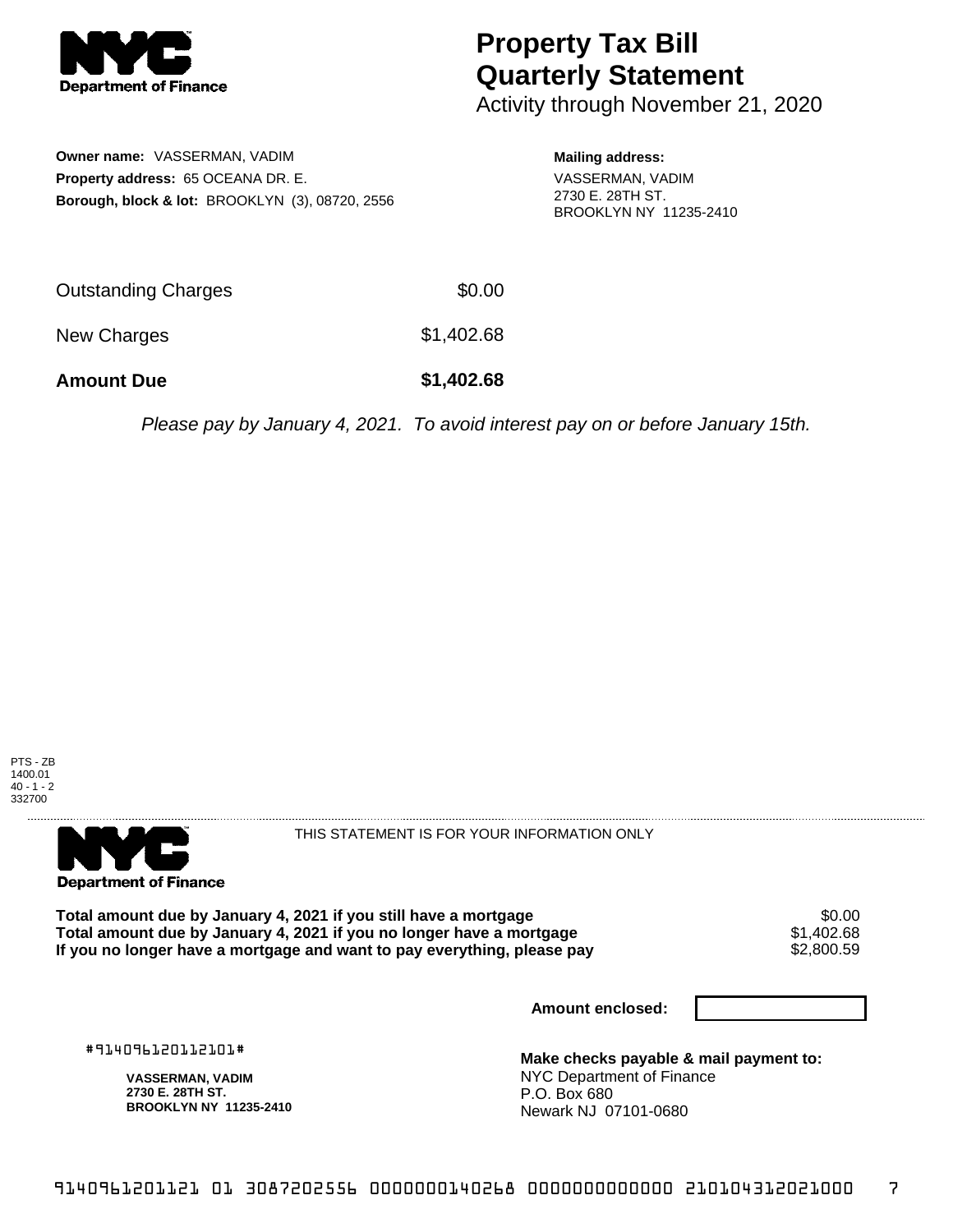# Property Tax Bill Quarterly Statement

Activity through November 21, 2020

**Owner name:** VASSERMAN, VADIM
**Property address:** 65 OCEANA DR. E.
**Borough, block & lot:** BROOKLYN (3), 08720, 2556

**Mailing address:**
VASSERMAN, VADIM
2730 E. 28TH ST.
BROOKLYN NY 11235-2410

| | |
|---|---|
| Outstanding Charges | $0.00 |
| New Charges | $1,402.68 |
| **Amount Due** | **$1,402.68** |

*Please pay by January 4, 2021. To avoid interest pay on or before January 15th.*

PTS - ZB
1400.01
40 - 1 - 2
332700

THIS STATEMENT IS FOR YOUR INFORMATION ONLY

| | |
|---|---|
| **Total amount due by January 4, 2021 if you still have a mortgage** | $0.00 |
| **Total amount due by January 4, 2021 if you no longer have a mortgage** | $1,402.68 |
| **If you no longer have a mortgage and want to pay everything, please pay** | $2,800.59 |

**Amount enclosed:**

#914096120112101#

**VASSERMAN, VADIM**
**2730 E. 28TH ST.**
**BROOKLYN NY 11235-2410**

**Make checks payable & mail payment to:**
NYC Department of Finance
P.O. Box 680
Newark NJ 07101-0680

9140961201121 01 3087202556 0000000140268 0000000000000 210104312021000 7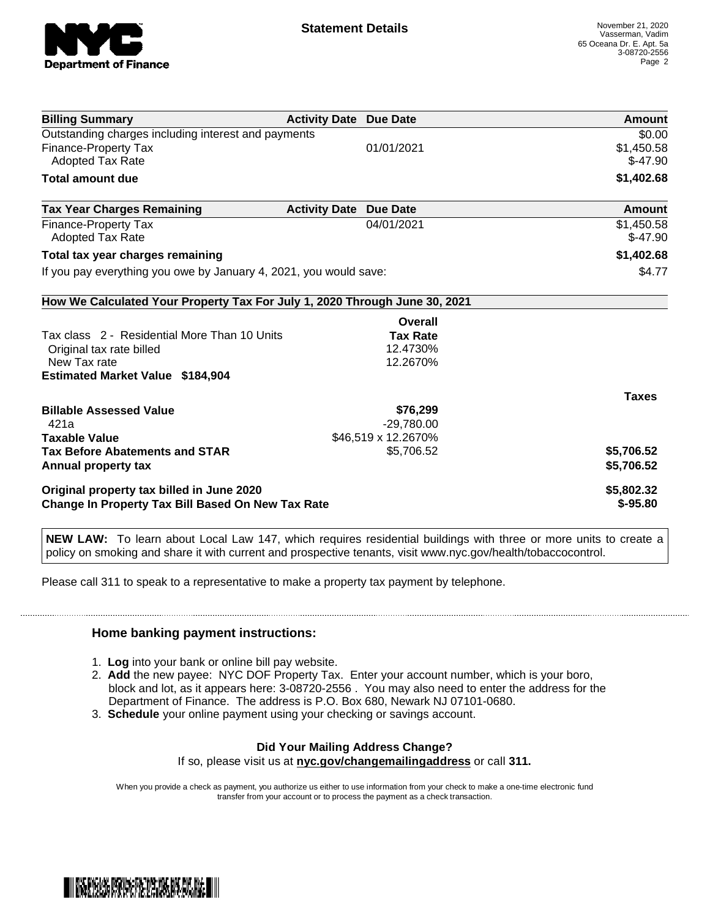**Statement Details**

November 21, 2020
Vasserman, Vadim
65 Oceana Dr. E. Apt. 5a
3-08720-2556

| Billing Summary | Activity Date | Due Date | Amount |
|---|---|---|---|
| Outstanding charges including interest and payments | | | $0.00 |
| Finance-Property Tax | | 01/01/2021 | $1,450.58 |
| Adopted Tax Rate | | | $-47.90 |
| **Total amount due** | | | **$1,402.68** |

| Tax Year Charges Remaining | Activity Date | Due Date | Amount |
|---|---|---|---|
| Finance-Property Tax | | 04/01/2021 | $1,450.58 |
| Adopted Tax Rate | | | $-47.90 |
| **Total tax year charges remaining** | | | **$1,402.68** |
| If you pay everything you owe by January 4, 2021, you would save: | | | $4.77 |

**How We Calculated Your Property Tax For July 1, 2020 Through June 30, 2021**

| | Overall Tax Rate | Taxes |
|---|---|---|
| Tax class 2 - Residential More Than 10 Units | | |
| Original tax rate billed | 12.4730% | |
| New Tax rate | 12.2670% | |
| **Estimated Market Value $184,904** | | |
| **Billable Assessed Value** | **$76,299** | |
| 421a | -29,780.00 | |
| **Taxable Value** | $46,519 x 12.2670% | |
| **Tax Before Abatements and STAR** | $5,706.52 | **$5,706.52** |
| **Annual property tax** | | **$5,706.52** |
| **Original property tax billed in June 2020** | | **$5,802.32** |
| **Change In Property Tax Bill Based On New Tax Rate** | | **$-95.80** |

**NEW LAW:** To learn about Local Law 147, which requires residential buildings with three or more units to create a policy on smoking and share it with current and prospective tenants, visit www.nyc.gov/health/tobaccocontrol.

Please call 311 to speak to a representative to make a property tax payment by telephone.

### Home banking payment instructions:

1. **Log** into your bank or online bill pay website.
2. **Add** the new payee: NYC DOF Property Tax. Enter your account number, which is your boro, block and lot, as it appears here: 3-08720-2556 . You may also need to enter the address for the Department of Finance. The address is P.O. Box 680, Newark NJ 07101-0680.
3. **Schedule** your online payment using your checking or savings account.

**Did Your Mailing Address Change?**
If so, please visit us at **nyc.gov/changemailingaddress** or call **311.**

When you provide a check as payment, you authorize us either to use information from your check to make a one-time electronic fund transfer from your account or to process the payment as a check transaction.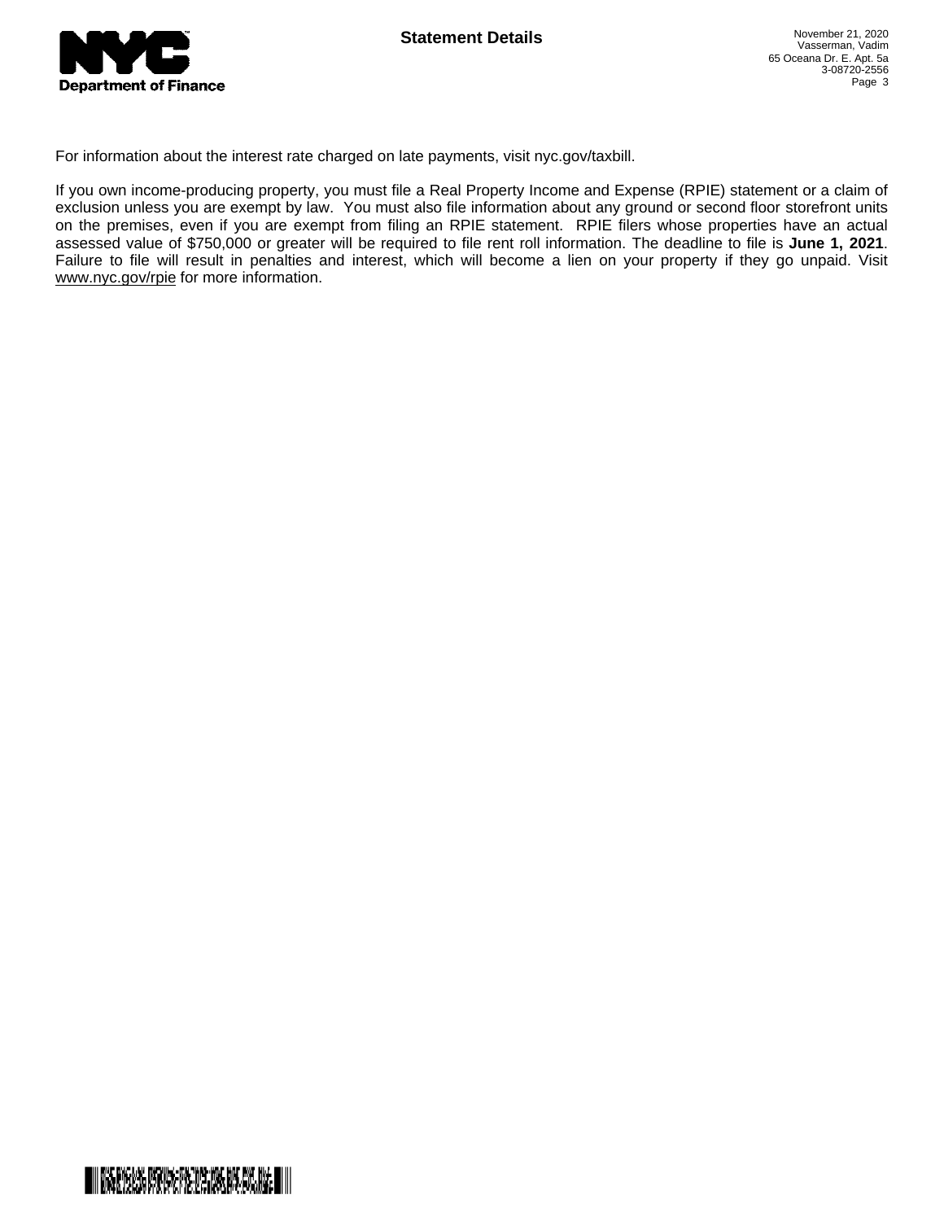For information about the interest rate charged on late payments, visit nyc.gov/taxbill.

If you own income-producing property, you must file a Real Property Income and Expense (RPIE) statement or a claim of exclusion unless you are exempt by law. You must also file information about any ground or second floor storefront units on the premises, even if you are exempt from filing an RPIE statement. RPIE filers whose properties have an actual assessed value of $750,000 or greater will be required to file rent roll information. The deadline to file is **June 1, 2021**. Failure to file will result in penalties and interest, which will become a lien on your property if they go unpaid. Visit www.nyc.gov/rpie for more information.